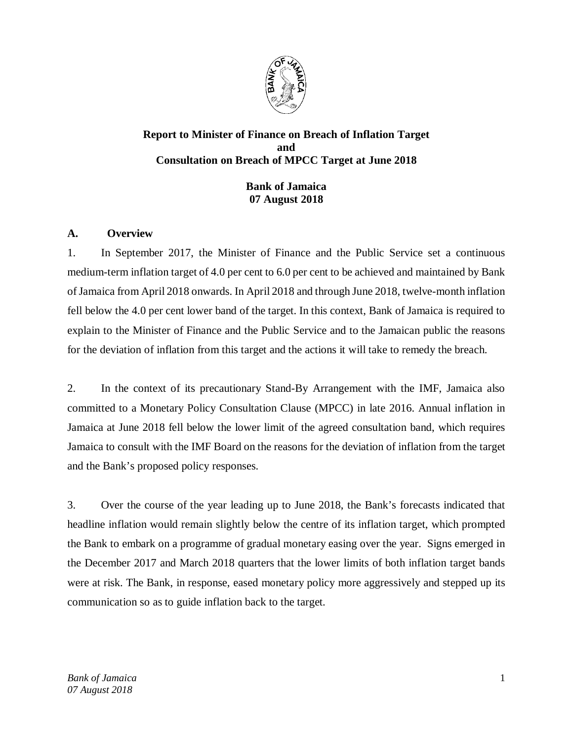**Report to Minister of Finance on Breach of Inflation Target and Consultation on Breach of MPCC Target at June 2018**

**Bank of Jamaica**
**07 August 2018**

## A. Overview

1. In September 2017, the Minister of Finance and the Public Service set a continuous medium-term inflation target of 4.0 per cent to 6.0 per cent to be achieved and maintained by Bank of Jamaica from April 2018 onwards. In April 2018 and through June 2018, twelve-month inflation fell below the 4.0 per cent lower band of the target. In this context, Bank of Jamaica is required to explain to the Minister of Finance and the Public Service and to the Jamaican public the reasons for the deviation of inflation from this target and the actions it will take to remedy the breach.

2. In the context of its precautionary Stand-By Arrangement with the IMF, Jamaica also committed to a Monetary Policy Consultation Clause (MPCC) in late 2016. Annual inflation in Jamaica at June 2018 fell below the lower limit of the agreed consultation band, which requires Jamaica to consult with the IMF Board on the reasons for the deviation of inflation from the target and the Bank's proposed policy responses.

3. Over the course of the year leading up to June 2018, the Bank's forecasts indicated that headline inflation would remain slightly below the centre of its inflation target, which prompted the Bank to embark on a programme of gradual monetary easing over the year. Signs emerged in the December 2017 and March 2018 quarters that the lower limits of both inflation target bands were at risk. The Bank, in response, eased monetary policy more aggressively and stepped up its communication so as to guide inflation back to the target.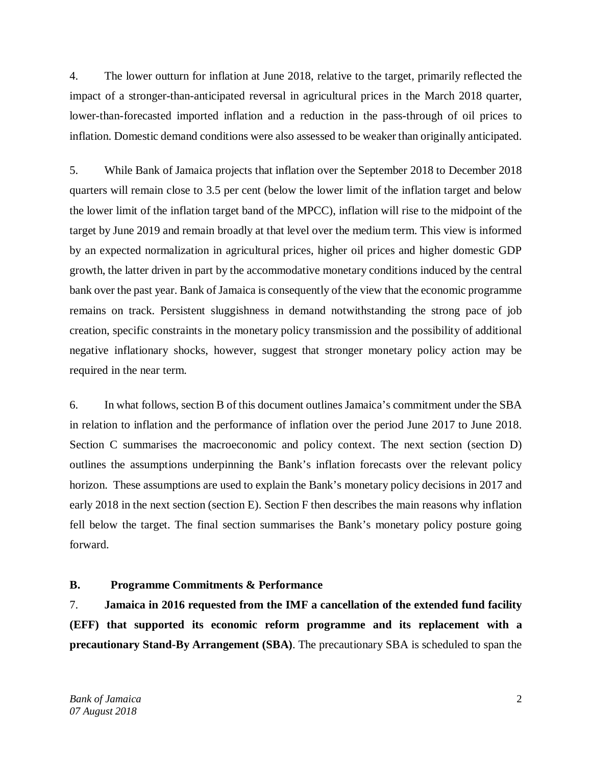4. The lower outturn for inflation at June 2018, relative to the target, primarily reflected the impact of a stronger-than-anticipated reversal in agricultural prices in the March 2018 quarter, lower-than-forecasted imported inflation and a reduction in the pass-through of oil prices to inflation. Domestic demand conditions were also assessed to be weaker than originally anticipated.

5. While Bank of Jamaica projects that inflation over the September 2018 to December 2018 quarters will remain close to 3.5 per cent (below the lower limit of the inflation target and below the lower limit of the inflation target band of the MPCC), inflation will rise to the midpoint of the target by June 2019 and remain broadly at that level over the medium term. This view is informed by an expected normalization in agricultural prices, higher oil prices and higher domestic GDP growth, the latter driven in part by the accommodative monetary conditions induced by the central bank over the past year. Bank of Jamaica is consequently of the view that the economic programme remains on track. Persistent sluggishness in demand notwithstanding the strong pace of job creation, specific constraints in the monetary policy transmission and the possibility of additional negative inflationary shocks, however, suggest that stronger monetary policy action may be required in the near term.

6. In what follows, section B of this document outlines Jamaica's commitment under the SBA in relation to inflation and the performance of inflation over the period June 2017 to June 2018. Section C summarises the macroeconomic and policy context. The next section (section D) outlines the assumptions underpinning the Bank's inflation forecasts over the relevant policy horizon. These assumptions are used to explain the Bank's monetary policy decisions in 2017 and early 2018 in the next section (section E). Section F then describes the main reasons why inflation fell below the target. The final section summarises the Bank's monetary policy posture going forward.

## B. Programme Commitments & Performance

7. **Jamaica in 2016 requested from the IMF a cancellation of the extended fund facility (EFF) that supported its economic reform programme and its replacement with a precautionary Stand-By Arrangement (SBA)**. The precautionary SBA is scheduled to span the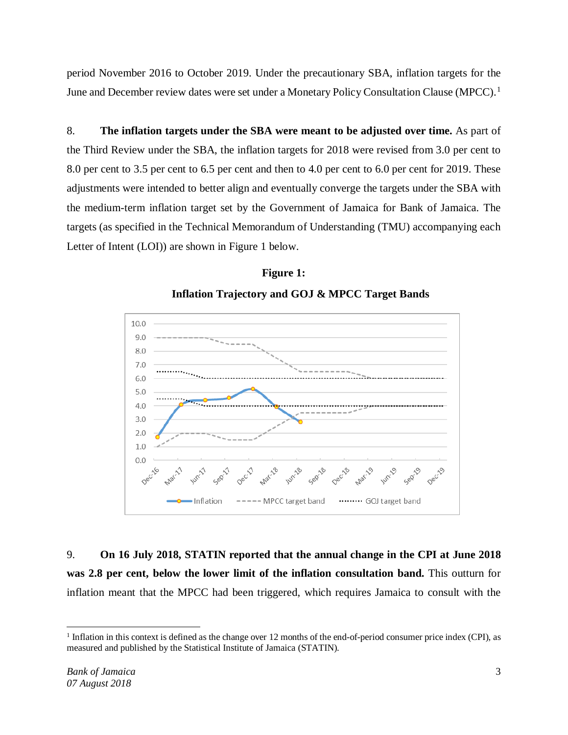period November 2016 to October 2019. Under the precautionary SBA, inflation targets for the June and December review dates were set under a Monetary Policy Consultation Clause (MPCC).[1]

8. **The inflation targets under the SBA were meant to be adjusted over time.** As part of the Third Review under the SBA, the inflation targets for 2018 were revised from 3.0 per cent to 8.0 per cent to 3.5 per cent to 6.5 per cent and then to 4.0 per cent to 6.0 per cent for 2019. These adjustments were intended to better align and eventually converge the targets under the SBA with the medium-term inflation target set by the Government of Jamaica for Bank of Jamaica. The targets (as specified in the Technical Memorandum of Understanding (TMU) accompanying each Letter of Intent (LOI)) are shown in Figure 1 below.

**Figure 1:**

**Inflation Trajectory and GOJ & MPCC Target Bands**

9. **On 16 July 2018, STATIN reported that the annual change in the CPI at June 2018 was 2.8 per cent, below the lower limit of the inflation consultation band.** This outturn for inflation meant that the MPCC had been triggered, which requires Jamaica to consult with the

[1] Inflation in this context is defined as the change over 12 months of the end-of-period consumer price index (CPI), as measured and published by the Statistical Institute of Jamaica (STATIN).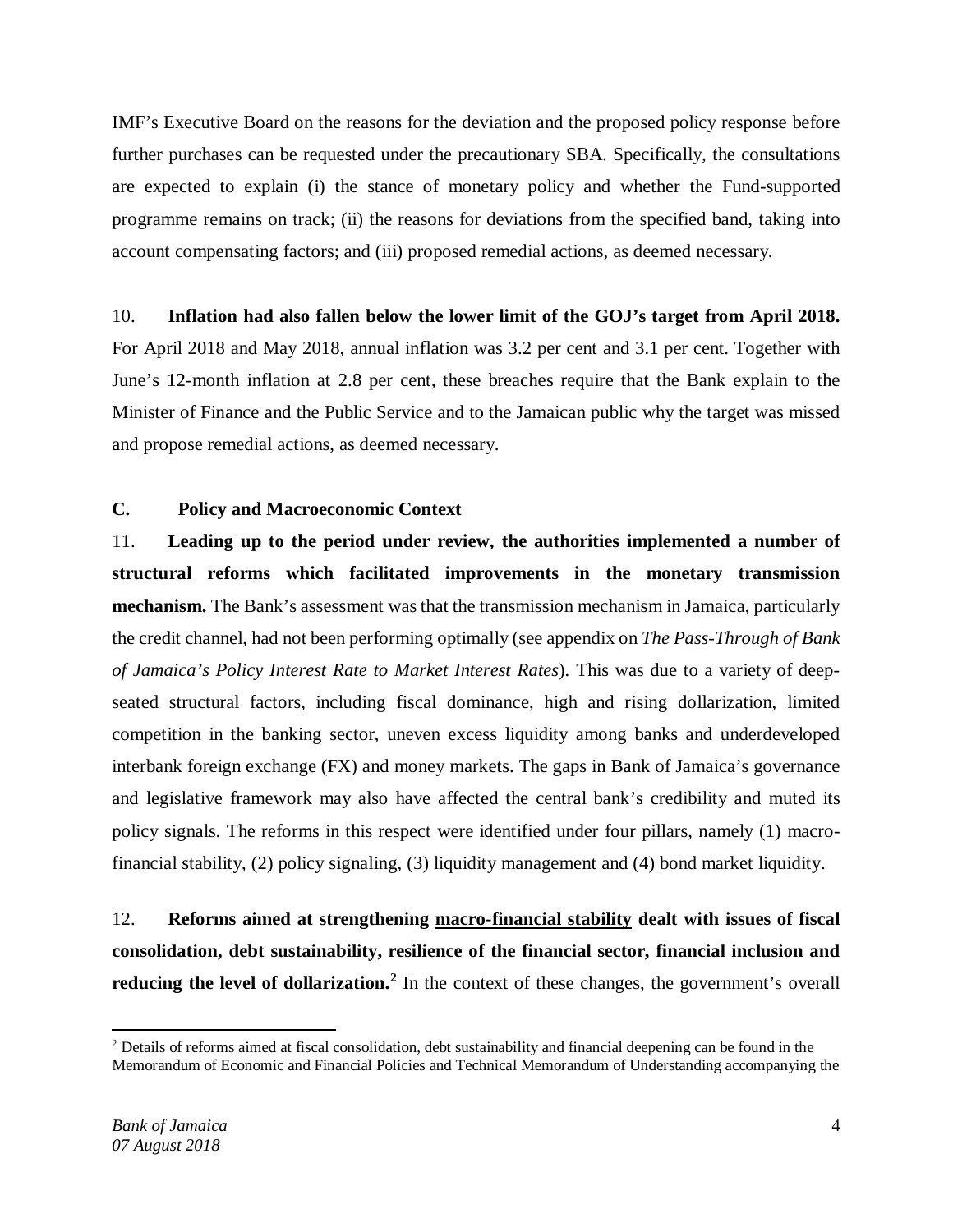IMF's Executive Board on the reasons for the deviation and the proposed policy response before further purchases can be requested under the precautionary SBA. Specifically, the consultations are expected to explain (i) the stance of monetary policy and whether the Fund-supported programme remains on track; (ii) the reasons for deviations from the specified band, taking into account compensating factors; and (iii) proposed remedial actions, as deemed necessary.

10. **Inflation had also fallen below the lower limit of the GOJ's target from April 2018.** For April 2018 and May 2018, annual inflation was 3.2 per cent and 3.1 per cent. Together with June's 12-month inflation at 2.8 per cent, these breaches require that the Bank explain to the Minister of Finance and the Public Service and to the Jamaican public why the target was missed and propose remedial actions, as deemed necessary.

### C. Policy and Macroeconomic Context

11. **Leading up to the period under review, the authorities implemented a number of structural reforms which facilitated improvements in the monetary transmission mechanism.** The Bank's assessment was that the transmission mechanism in Jamaica, particularly the credit channel, had not been performing optimally (see appendix on *The Pass-Through of Bank of Jamaica's Policy Interest Rate to Market Interest Rates*). This was due to a variety of deep-seated structural factors, including fiscal dominance, high and rising dollarization, limited competition in the banking sector, uneven excess liquidity among banks and underdeveloped interbank foreign exchange (FX) and money markets. The gaps in Bank of Jamaica's governance and legislative framework may also have affected the central bank's credibility and muted its policy signals. The reforms in this respect were identified under four pillars, namely (1) macro-financial stability, (2) policy signaling, (3) liquidity management and (4) bond market liquidity.

12. **Reforms aimed at strengthening <u>macro-financial stability</u> dealt with issues of fiscal consolidation, debt sustainability, resilience of the financial sector, financial inclusion and reducing the level of dollarization.**[2] In the context of these changes, the government's overall

[2] Details of reforms aimed at fiscal consolidation, debt sustainability and financial deepening can be found in the Memorandum of Economic and Financial Policies and Technical Memorandum of Understanding accompanying the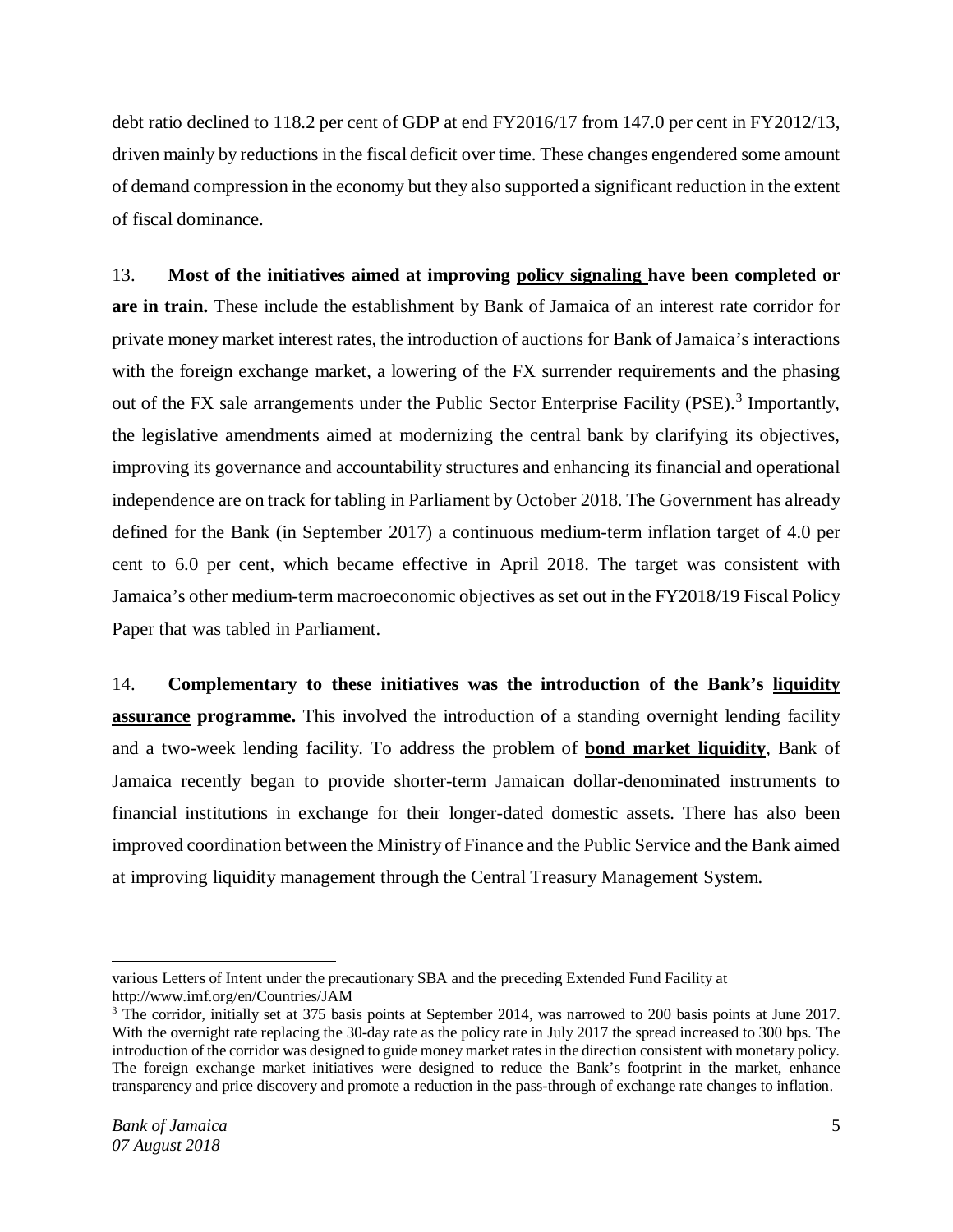debt ratio declined to 118.2 per cent of GDP at end FY2016/17 from 147.0 per cent in FY2012/13, driven mainly by reductions in the fiscal deficit over time. These changes engendered some amount of demand compression in the economy but they also supported a significant reduction in the extent of fiscal dominance.

13. **Most of the initiatives aimed at improving <u>policy signaling</u> have been completed or are in train.** These include the establishment by Bank of Jamaica of an interest rate corridor for private money market interest rates, the introduction of auctions for Bank of Jamaica's interactions with the foreign exchange market, a lowering of the FX surrender requirements and the phasing out of the FX sale arrangements under the Public Sector Enterprise Facility (PSE).[3] Importantly, the legislative amendments aimed at modernizing the central bank by clarifying its objectives, improving its governance and accountability structures and enhancing its financial and operational independence are on track for tabling in Parliament by October 2018. The Government has already defined for the Bank (in September 2017) a continuous medium-term inflation target of 4.0 per cent to 6.0 per cent, which became effective in April 2018. The target was consistent with Jamaica's other medium-term macroeconomic objectives as set out in the FY2018/19 Fiscal Policy Paper that was tabled in Parliament.

14. **Complementary to these initiatives was the introduction of the Bank's <u>liquidity assurance</u> programme.** This involved the introduction of a standing overnight lending facility and a two-week lending facility. To address the problem of **<u>bond market liquidity</u>**, Bank of Jamaica recently began to provide shorter-term Jamaican dollar-denominated instruments to financial institutions in exchange for their longer-dated domestic assets. There has also been improved coordination between the Ministry of Finance and the Public Service and the Bank aimed at improving liquidity management through the Central Treasury Management System.

---

various Letters of Intent under the precautionary SBA and the preceding Extended Fund Facility at http://www.imf.org/en/Countries/JAM

[3] The corridor, initially set at 375 basis points at September 2014, was narrowed to 200 basis points at June 2017. With the overnight rate replacing the 30-day rate as the policy rate in July 2017 the spread increased to 300 bps. The introduction of the corridor was designed to guide money market rates in the direction consistent with monetary policy. The foreign exchange market initiatives were designed to reduce the Bank's footprint in the market, enhance transparency and price discovery and promote a reduction in the pass-through of exchange rate changes to inflation.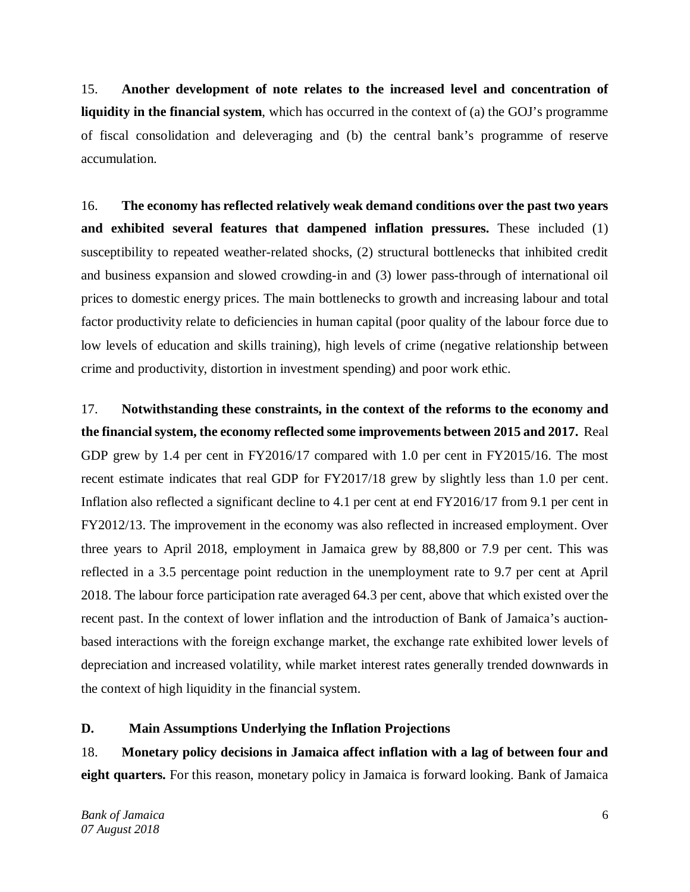15. **Another development of note relates to the increased level and concentration of liquidity in the financial system**, which has occurred in the context of (a) the GOJ's programme of fiscal consolidation and deleveraging and (b) the central bank's programme of reserve accumulation.

16. **The economy has reflected relatively weak demand conditions over the past two years and exhibited several features that dampened inflation pressures.** These included (1) susceptibility to repeated weather-related shocks, (2) structural bottlenecks that inhibited credit and business expansion and slowed crowding-in and (3) lower pass-through of international oil prices to domestic energy prices. The main bottlenecks to growth and increasing labour and total factor productivity relate to deficiencies in human capital (poor quality of the labour force due to low levels of education and skills training), high levels of crime (negative relationship between crime and productivity, distortion in investment spending) and poor work ethic.

17. **Notwithstanding these constraints, in the context of the reforms to the economy and the financial system, the economy reflected some improvements between 2015 and 2017.** Real GDP grew by 1.4 per cent in FY2016/17 compared with 1.0 per cent in FY2015/16. The most recent estimate indicates that real GDP for FY2017/18 grew by slightly less than 1.0 per cent. Inflation also reflected a significant decline to 4.1 per cent at end FY2016/17 from 9.1 per cent in FY2012/13. The improvement in the economy was also reflected in increased employment. Over three years to April 2018, employment in Jamaica grew by 88,800 or 7.9 per cent. This was reflected in a 3.5 percentage point reduction in the unemployment rate to 9.7 per cent at April 2018. The labour force participation rate averaged 64.3 per cent, above that which existed over the recent past. In the context of lower inflation and the introduction of Bank of Jamaica's auction-based interactions with the foreign exchange market, the exchange rate exhibited lower levels of depreciation and increased volatility, while market interest rates generally trended downwards in the context of high liquidity in the financial system.

## D. Main Assumptions Underlying the Inflation Projections

18. **Monetary policy decisions in Jamaica affect inflation with a lag of between four and eight quarters.** For this reason, monetary policy in Jamaica is forward looking. Bank of Jamaica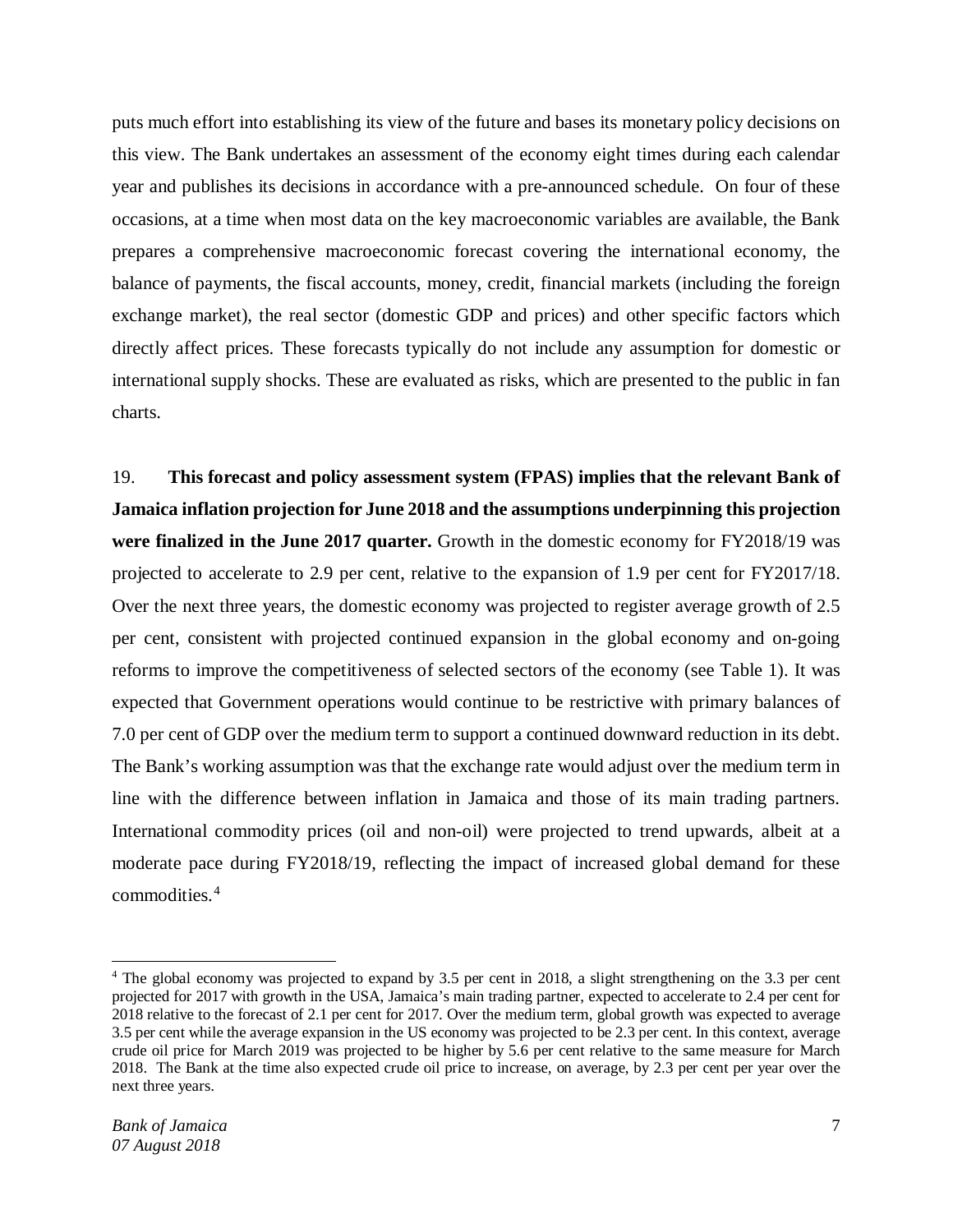puts much effort into establishing its view of the future and bases its monetary policy decisions on this view. The Bank undertakes an assessment of the economy eight times during each calendar year and publishes its decisions in accordance with a pre-announced schedule. On four of these occasions, at a time when most data on the key macroeconomic variables are available, the Bank prepares a comprehensive macroeconomic forecast covering the international economy, the balance of payments, the fiscal accounts, money, credit, financial markets (including the foreign exchange market), the real sector (domestic GDP and prices) and other specific factors which directly affect prices. These forecasts typically do not include any assumption for domestic or international supply shocks. These are evaluated as risks, which are presented to the public in fan charts.

19. **This forecast and policy assessment system (FPAS) implies that the relevant Bank of Jamaica inflation projection for June 2018 and the assumptions underpinning this projection were finalized in the June 2017 quarter.** Growth in the domestic economy for FY2018/19 was projected to accelerate to 2.9 per cent, relative to the expansion of 1.9 per cent for FY2017/18. Over the next three years, the domestic economy was projected to register average growth of 2.5 per cent, consistent with projected continued expansion in the global economy and on-going reforms to improve the competitiveness of selected sectors of the economy (see Table 1). It was expected that Government operations would continue to be restrictive with primary balances of 7.0 per cent of GDP over the medium term to support a continued downward reduction in its debt. The Bank's working assumption was that the exchange rate would adjust over the medium term in line with the difference between inflation in Jamaica and those of its main trading partners. International commodity prices (oil and non-oil) were projected to trend upwards, albeit at a moderate pace during FY2018/19, reflecting the impact of increased global demand for these commodities.[4]

[4] The global economy was projected to expand by 3.5 per cent in 2018, a slight strengthening on the 3.3 per cent projected for 2017 with growth in the USA, Jamaica's main trading partner, expected to accelerate to 2.4 per cent for 2018 relative to the forecast of 2.1 per cent for 2017. Over the medium term, global growth was expected to average 3.5 per cent while the average expansion in the US economy was projected to be 2.3 per cent. In this context, average crude oil price for March 2019 was projected to be higher by 5.6 per cent relative to the same measure for March 2018. The Bank at the time also expected crude oil price to increase, on average, by 2.3 per cent per year over the next three years.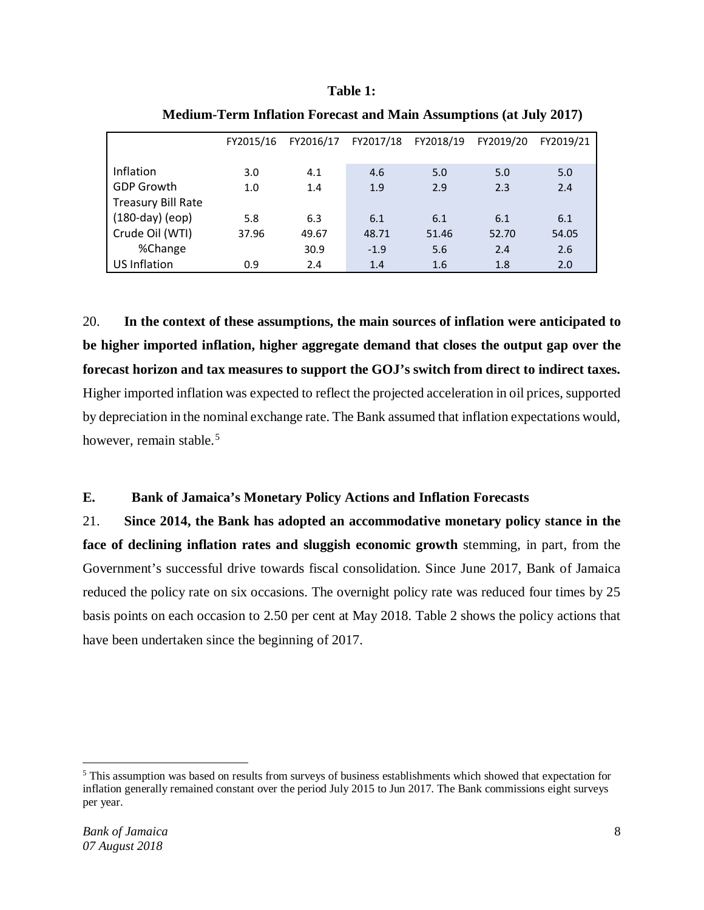**Table 1:**

**Medium-Term Inflation Forecast and Main Assumptions (at July 2017)**

| | FY2015/16 | FY2016/17 | FY2017/18 | FY2018/19 | FY2019/20 | FY2019/21 |
|---|---|---|---|---|---|---|
| Inflation | 3.0 | 4.1 | 4.6 | 5.0 | 5.0 | 5.0 |
| GDP Growth | 1.0 | 1.4 | 1.9 | 2.9 | 2.3 | 2.4 |
| Treasury Bill Rate (180-day) (eop) | 5.8 | 6.3 | 6.1 | 6.1 | 6.1 | 6.1 |
| Crude Oil (WTI) | 37.96 | 49.67 | 48.71 | 51.46 | 52.70 | 54.05 |
| %Change | | 30.9 | -1.9 | 5.6 | 2.4 | 2.6 |
| US Inflation | 0.9 | 2.4 | 1.4 | 1.6 | 1.8 | 2.0 |

20. **In the context of these assumptions, the main sources of inflation were anticipated to be higher imported inflation, higher aggregate demand that closes the output gap over the forecast horizon and tax measures to support the GOJ's switch from direct to indirect taxes.** Higher imported inflation was expected to reflect the projected acceleration in oil prices, supported by depreciation in the nominal exchange rate. The Bank assumed that inflation expectations would, however, remain stable.[5]

### E. Bank of Jamaica's Monetary Policy Actions and Inflation Forecasts

21. **Since 2014, the Bank has adopted an accommodative monetary policy stance in the face of declining inflation rates and sluggish economic growth** stemming, in part, from the Government's successful drive towards fiscal consolidation. Since June 2017, Bank of Jamaica reduced the policy rate on six occasions. The overnight policy rate was reduced four times by 25 basis points on each occasion to 2.50 per cent at May 2018. Table 2 shows the policy actions that have been undertaken since the beginning of 2017.

---

[5] This assumption was based on results from surveys of business establishments which showed that expectation for inflation generally remained constant over the period July 2015 to Jun 2017. The Bank commissions eight surveys per year.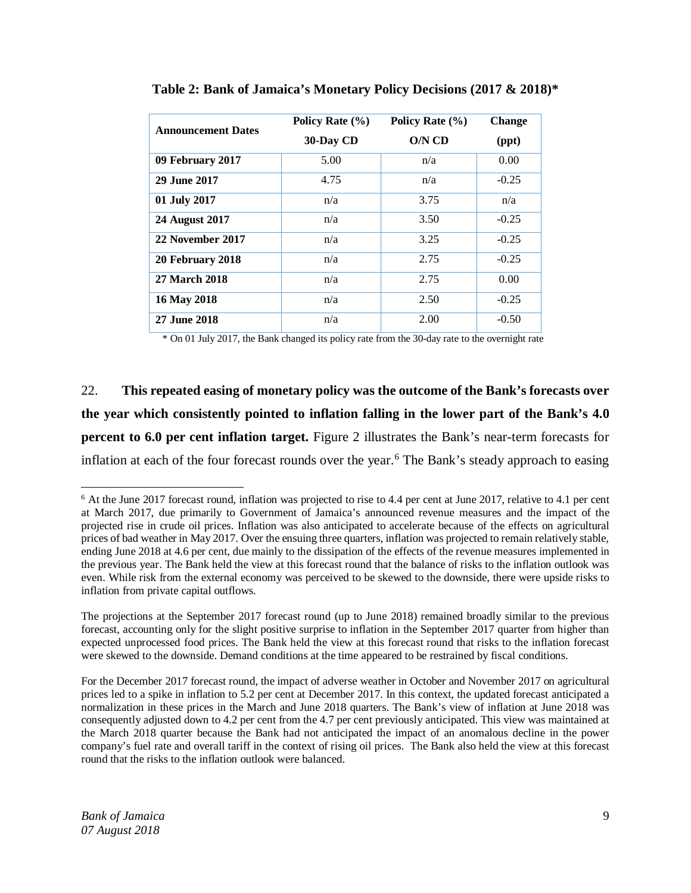**Table 2: Bank of Jamaica's Monetary Policy Decisions (2017 & 2018)***

| Announcement Dates | Policy Rate (%) 30-Day CD | Policy Rate (%) O/N CD | Change (ppt) |
|---|---|---|---|
| **09 February 2017** | 5.00 | n/a | 0.00 |
| **29 June 2017** | 4.75 | n/a | -0.25 |
| **01 July 2017** | n/a | 3.75 | n/a |
| **24 August 2017** | n/a | 3.50 | -0.25 |
| **22 November 2017** | n/a | 3.25 | -0.25 |
| **20 February 2018** | n/a | 2.75 | -0.25 |
| **27 March 2018** | n/a | 2.75 | 0.00 |
| **16 May 2018** | n/a | 2.50 | -0.25 |
| **27 June 2018** | n/a | 2.00 | -0.50 |

* On 01 July 2017, the Bank changed its policy rate from the 30-day rate to the overnight rate

22. **This repeated easing of monetary policy was the outcome of the Bank's forecasts over the year which consistently pointed to inflation falling in the lower part of the Bank's 4.0 percent to 6.0 per cent inflation target.** Figure 2 illustrates the Bank's near-term forecasts for inflation at each of the four forecast rounds over the year.[6] The Bank's steady approach to easing

[6] At the June 2017 forecast round, inflation was projected to rise to 4.4 per cent at June 2017, relative to 4.1 per cent at March 2017, due primarily to Government of Jamaica's announced revenue measures and the impact of the projected rise in crude oil prices. Inflation was also anticipated to accelerate because of the effects on agricultural prices of bad weather in May 2017. Over the ensuing three quarters, inflation was projected to remain relatively stable, ending June 2018 at 4.6 per cent, due mainly to the dissipation of the effects of the revenue measures implemented in the previous year. The Bank held the view at this forecast round that the balance of risks to the inflation outlook was even. While risk from the external economy was perceived to be skewed to the downside, there were upside risks to inflation from private capital outflows.

The projections at the September 2017 forecast round (up to June 2018) remained broadly similar to the previous forecast, accounting only for the slight positive surprise to inflation in the September 2017 quarter from higher than expected unprocessed food prices. The Bank held the view at this forecast round that risks to the inflation forecast were skewed to the downside. Demand conditions at the time appeared to be restrained by fiscal conditions.

For the December 2017 forecast round, the impact of adverse weather in October and November 2017 on agricultural prices led to a spike in inflation to 5.2 per cent at December 2017. In this context, the updated forecast anticipated a normalization in these prices in the March and June 2018 quarters. The Bank's view of inflation at June 2018 was consequently adjusted down to 4.2 per cent from the 4.7 per cent previously anticipated. This view was maintained at the March 2018 quarter because the Bank had not anticipated the impact of an anomalous decline in the power company's fuel rate and overall tariff in the context of rising oil prices. The Bank also held the view at this forecast round that the risks to the inflation outlook were balanced.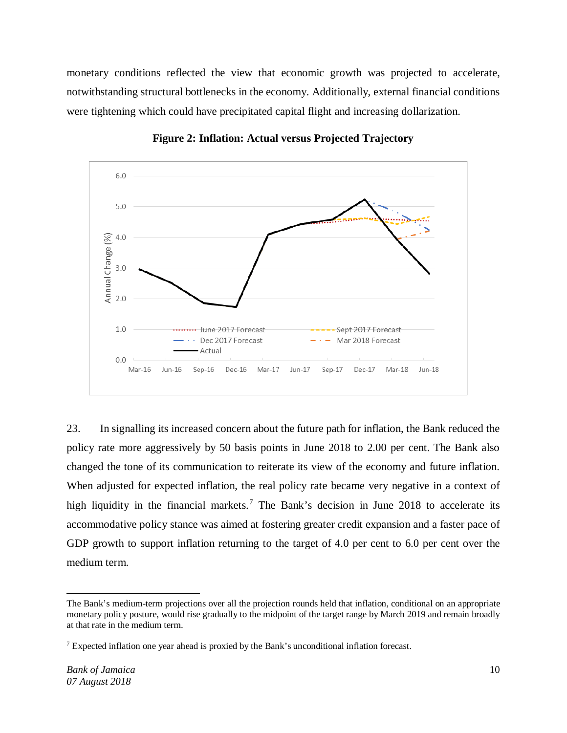monetary conditions reflected the view that economic growth was projected to accelerate, notwithstanding structural bottlenecks in the economy. Additionally, external financial conditions were tightening which could have precipitated capital flight and increasing dollarization.

**Figure 2: Inflation: Actual versus Projected Trajectory**

23. In signalling its increased concern about the future path for inflation, the Bank reduced the policy rate more aggressively by 50 basis points in June 2018 to 2.00 per cent. The Bank also changed the tone of its communication to reiterate its view of the economy and future inflation. When adjusted for expected inflation, the real policy rate became very negative in a context of high liquidity in the financial markets.[7] The Bank's decision in June 2018 to accelerate its accommodative policy stance was aimed at fostering greater credit expansion and a faster pace of GDP growth to support inflation returning to the target of 4.0 per cent to 6.0 per cent over the medium term.

---

The Bank's medium-term projections over all the projection rounds held that inflation, conditional on an appropriate monetary policy posture, would rise gradually to the midpoint of the target range by March 2019 and remain broadly at that rate in the medium term.

[7] Expected inflation one year ahead is proxied by the Bank's unconditional inflation forecast.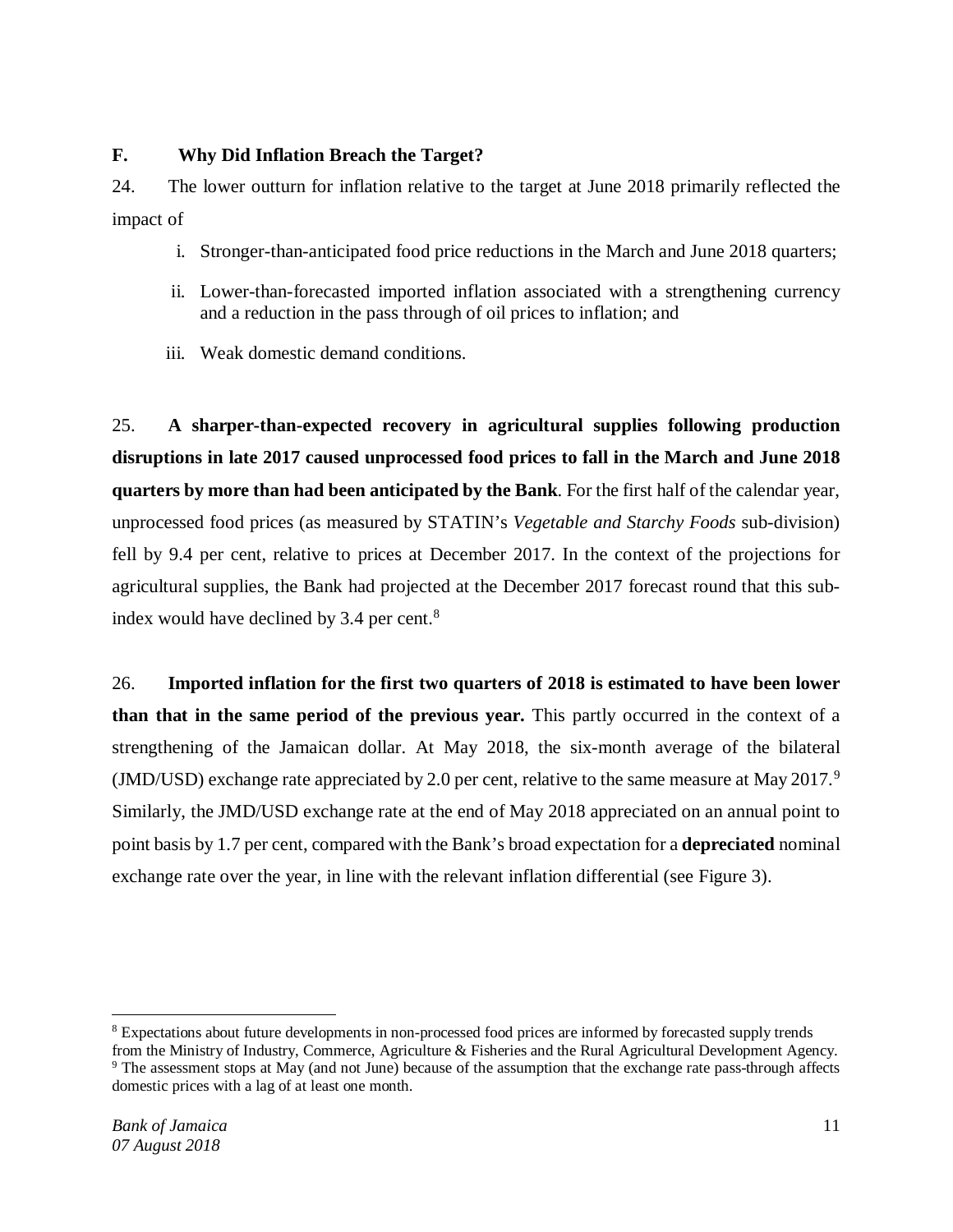## F. Why Did Inflation Breach the Target?

24. The lower outturn for inflation relative to the target at June 2018 primarily reflected the impact of

   i. Stronger-than-anticipated food price reductions in the March and June 2018 quarters;

   ii. Lower-than-forecasted imported inflation associated with a strengthening currency and a reduction in the pass through of oil prices to inflation; and

   iii. Weak domestic demand conditions.

25. **A sharper-than-expected recovery in agricultural supplies following production disruptions in late 2017 caused unprocessed food prices to fall in the March and June 2018 quarters by more than had been anticipated by the Bank**. For the first half of the calendar year, unprocessed food prices (as measured by STATIN's *Vegetable and Starchy Foods* sub-division) fell by 9.4 per cent, relative to prices at December 2017. In the context of the projections for agricultural supplies, the Bank had projected at the December 2017 forecast round that this sub-index would have declined by 3.4 per cent.[8]

26. **Imported inflation for the first two quarters of 2018 is estimated to have been lower than that in the same period of the previous year.** This partly occurred in the context of a strengthening of the Jamaican dollar. At May 2018, the six-month average of the bilateral (JMD/USD) exchange rate appreciated by 2.0 per cent, relative to the same measure at May 2017.[9] Similarly, the JMD/USD exchange rate at the end of May 2018 appreciated on an annual point to point basis by 1.7 per cent, compared with the Bank's broad expectation for a **depreciated** nominal exchange rate over the year, in line with the relevant inflation differential (see Figure 3).

---

[8] Expectations about future developments in non-processed food prices are informed by forecasted supply trends from the Ministry of Industry, Commerce, Agriculture & Fisheries and the Rural Agricultural Development Agency.

[9] The assessment stops at May (and not June) because of the assumption that the exchange rate pass-through affects domestic prices with a lag of at least one month.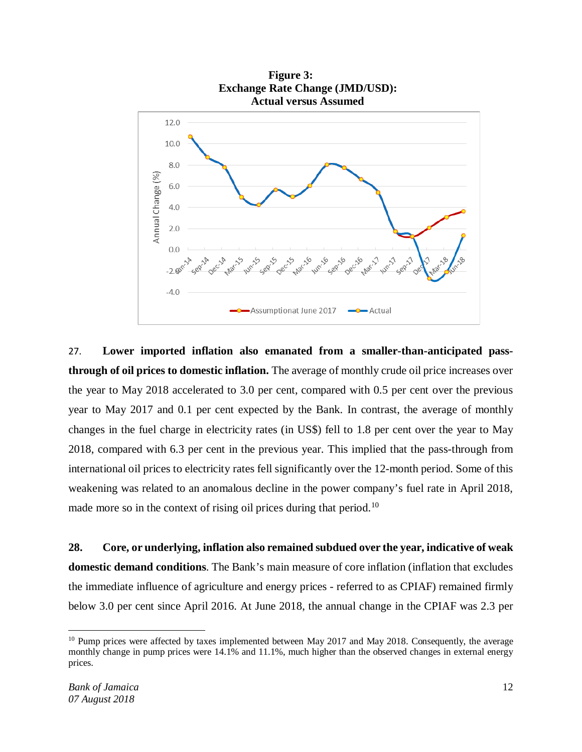**Figure 3:**
**Exchange Rate Change (JMD/USD):**
**Actual versus Assumed**

27. **Lower imported inflation also emanated from a smaller-than-anticipated pass-through of oil prices to domestic inflation.** The average of monthly crude oil price increases over the year to May 2018 accelerated to 3.0 per cent, compared with 0.5 per cent over the previous year to May 2017 and 0.1 per cent expected by the Bank. In contrast, the average of monthly changes in the fuel charge in electricity rates (in US$) fell to 1.8 per cent over the year to May 2018, compared with 6.3 per cent in the previous year. This implied that the pass-through from international oil prices to electricity rates fell significantly over the 12-month period. Some of this weakening was related to an anomalous decline in the power company's fuel rate in April 2018, made more so in the context of rising oil prices during that period.[10]

**28. Core, or underlying, inflation also remained subdued over the year, indicative of weak domestic demand conditions**. The Bank's main measure of core inflation (inflation that excludes the immediate influence of agriculture and energy prices - referred to as CPIAF) remained firmly below 3.0 per cent since April 2016. At June 2018, the annual change in the CPIAF was 2.3 per

[10] Pump prices were affected by taxes implemented between May 2017 and May 2018. Consequently, the average monthly change in pump prices were 14.1% and 11.1%, much higher than the observed changes in external energy prices.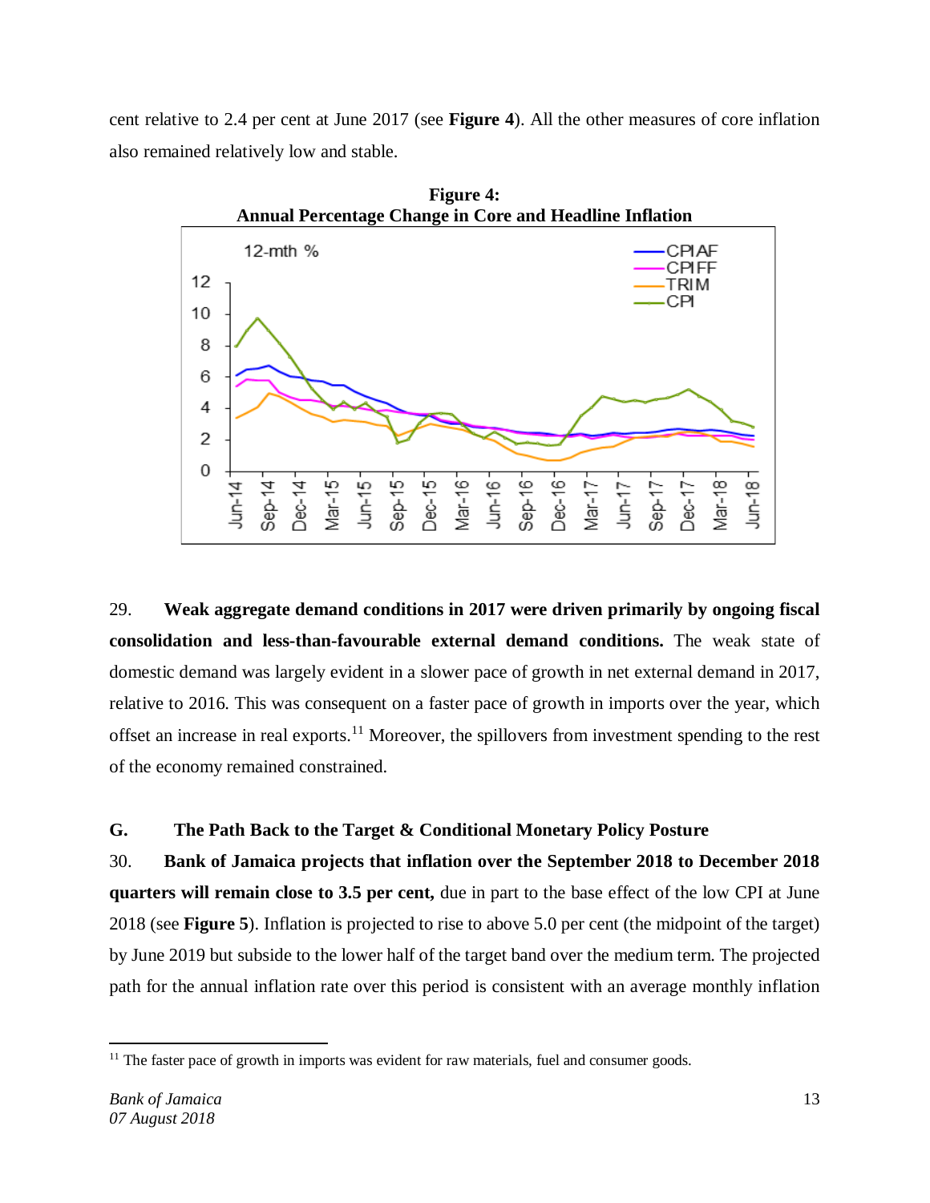cent relative to 2.4 per cent at June 2017 (see **Figure 4**). All the other measures of core inflation also remained relatively low and stable.

**Figure 4:**
**Annual Percentage Change in Core and Headline Inflation**

29. **Weak aggregate demand conditions in 2017 were driven primarily by ongoing fiscal consolidation and less-than-favourable external demand conditions.** The weak state of domestic demand was largely evident in a slower pace of growth in net external demand in 2017, relative to 2016. This was consequent on a faster pace of growth in imports over the year, which offset an increase in real exports.[11] Moreover, the spillovers from investment spending to the rest of the economy remained constrained.

## G. The Path Back to the Target & Conditional Monetary Policy Posture

30. **Bank of Jamaica projects that inflation over the September 2018 to December 2018 quarters will remain close to 3.5 per cent,** due in part to the base effect of the low CPI at June 2018 (see **Figure 5**). Inflation is projected to rise to above 5.0 per cent (the midpoint of the target) by June 2019 but subside to the lower half of the target band over the medium term. The projected path for the annual inflation rate over this period is consistent with an average monthly inflation

[11] The faster pace of growth in imports was evident for raw materials, fuel and consumer goods.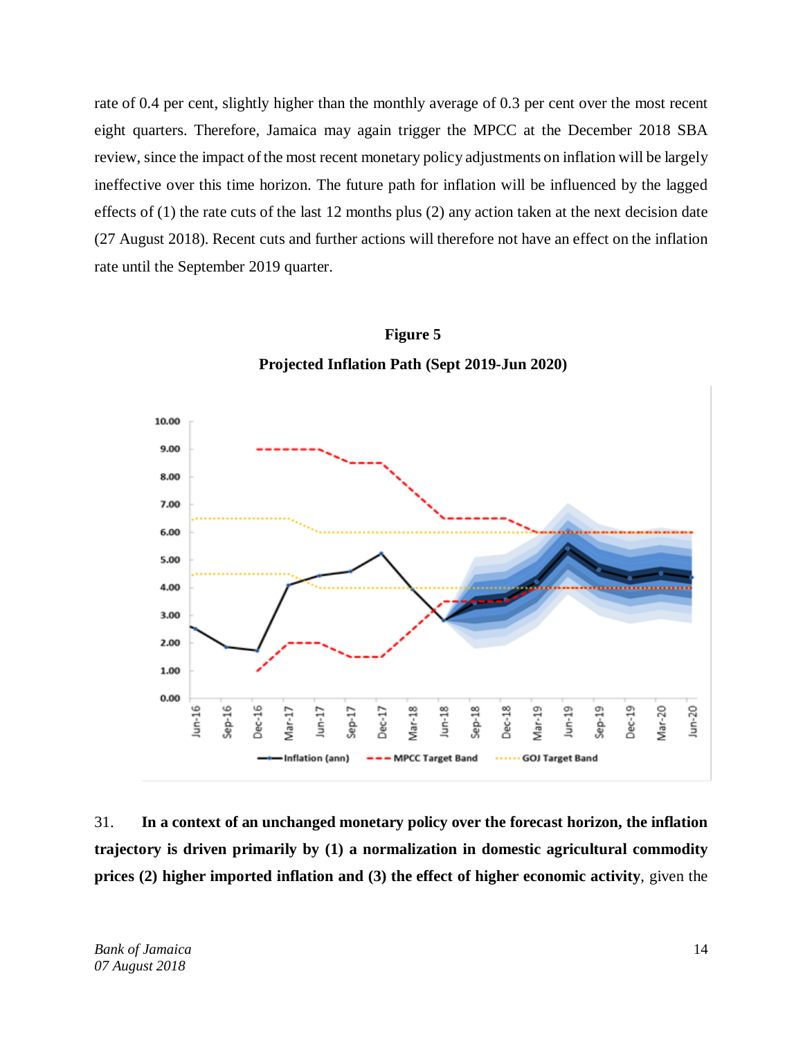rate of 0.4 per cent, slightly higher than the monthly average of 0.3 per cent over the most recent eight quarters. Therefore, Jamaica may again trigger the MPCC at the December 2018 SBA review, since the impact of the most recent monetary policy adjustments on inflation will be largely ineffective over this time horizon. The future path for inflation will be influenced by the lagged effects of (1) the rate cuts of the last 12 months plus (2) any action taken at the next decision date (27 August 2018). Recent cuts and further actions will therefore not have an effect on the inflation rate until the September 2019 quarter.

**Figure 5**

**Projected Inflation Path (Sept 2019-Jun 2020)**

31. **In a context of an unchanged monetary policy over the forecast horizon, the inflation trajectory is driven primarily by (1) a normalization in domestic agricultural commodity prices (2) higher imported inflation and (3) the effect of higher economic activity**, given the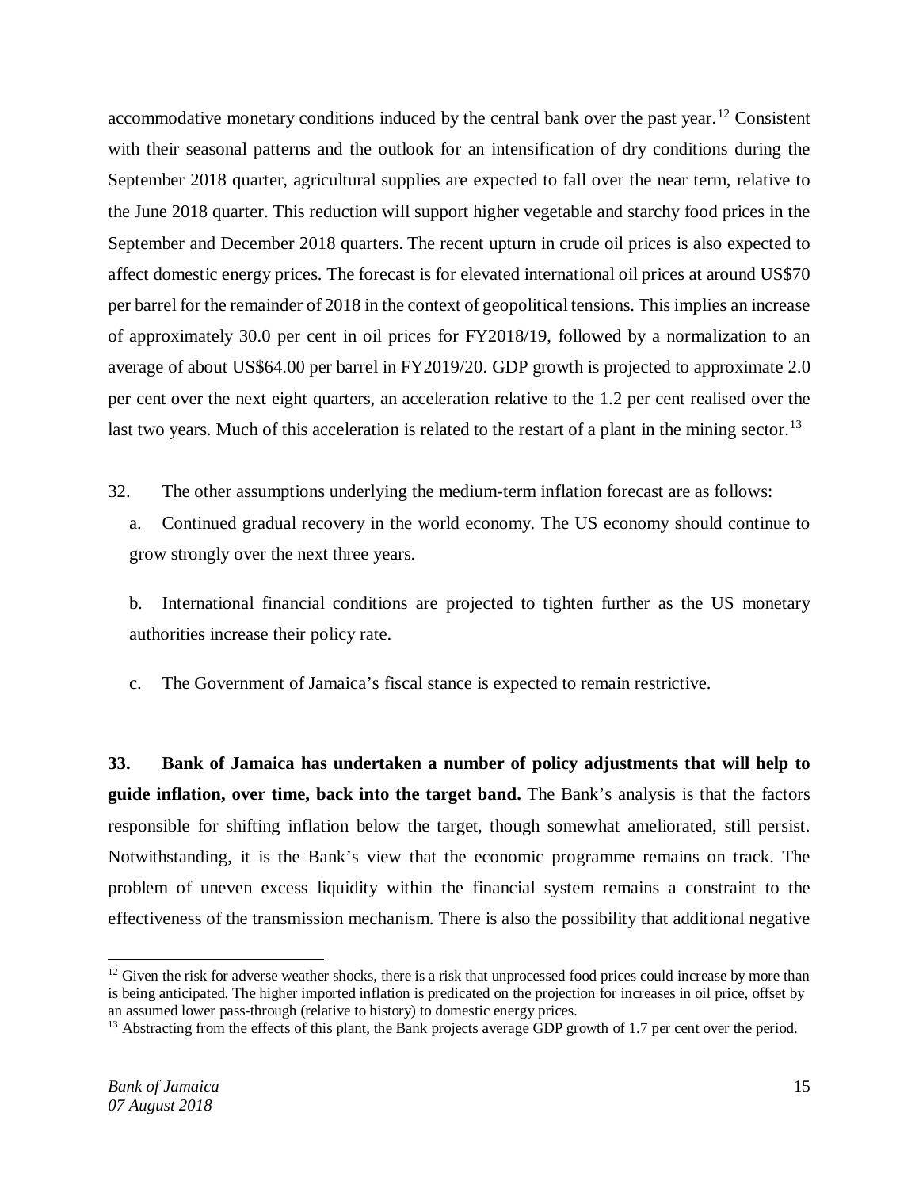accommodative monetary conditions induced by the central bank over the past year.[12] Consistent with their seasonal patterns and the outlook for an intensification of dry conditions during the September 2018 quarter, agricultural supplies are expected to fall over the near term, relative to the June 2018 quarter. This reduction will support higher vegetable and starchy food prices in the September and December 2018 quarters. The recent upturn in crude oil prices is also expected to affect domestic energy prices. The forecast is for elevated international oil prices at around US$70 per barrel for the remainder of 2018 in the context of geopolitical tensions. This implies an increase of approximately 30.0 per cent in oil prices for FY2018/19, followed by a normalization to an average of about US$64.00 per barrel in FY2019/20. GDP growth is projected to approximate 2.0 per cent over the next eight quarters, an acceleration relative to the 1.2 per cent realised over the last two years. Much of this acceleration is related to the restart of a plant in the mining sector.[13]

32. The other assumptions underlying the medium-term inflation forecast are as follows:

a. Continued gradual recovery in the world economy. The US economy should continue to grow strongly over the next three years.

b. International financial conditions are projected to tighten further as the US monetary authorities increase their policy rate.

c. The Government of Jamaica's fiscal stance is expected to remain restrictive.

**33. Bank of Jamaica has undertaken a number of policy adjustments that will help to guide inflation, over time, back into the target band.** The Bank's analysis is that the factors responsible for shifting inflation below the target, though somewhat ameliorated, still persist. Notwithstanding, it is the Bank's view that the economic programme remains on track. The problem of uneven excess liquidity within the financial system remains a constraint to the effectiveness of the transmission mechanism. There is also the possibility that additional negative

---

[12] Given the risk for adverse weather shocks, there is a risk that unprocessed food prices could increase by more than is being anticipated. The higher imported inflation is predicated on the projection for increases in oil price, offset by an assumed lower pass-through (relative to history) to domestic energy prices.

[13] Abstracting from the effects of this plant, the Bank projects average GDP growth of 1.7 per cent over the period.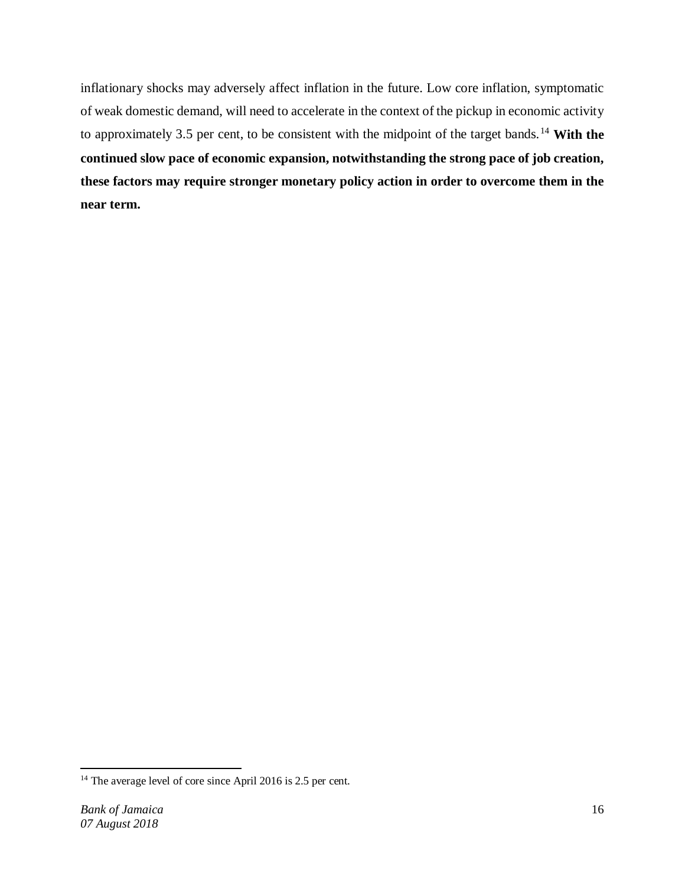inflationary shocks may adversely affect inflation in the future. Low core inflation, symptomatic of weak domestic demand, will need to accelerate in the context of the pickup in economic activity to approximately 3.5 per cent, to be consistent with the midpoint of the target bands.[14] **With the continued slow pace of economic expansion, notwithstanding the strong pace of job creation, these factors may require stronger monetary policy action in order to overcome them in the near term.**

---

[14] The average level of core since April 2016 is 2.5 per cent.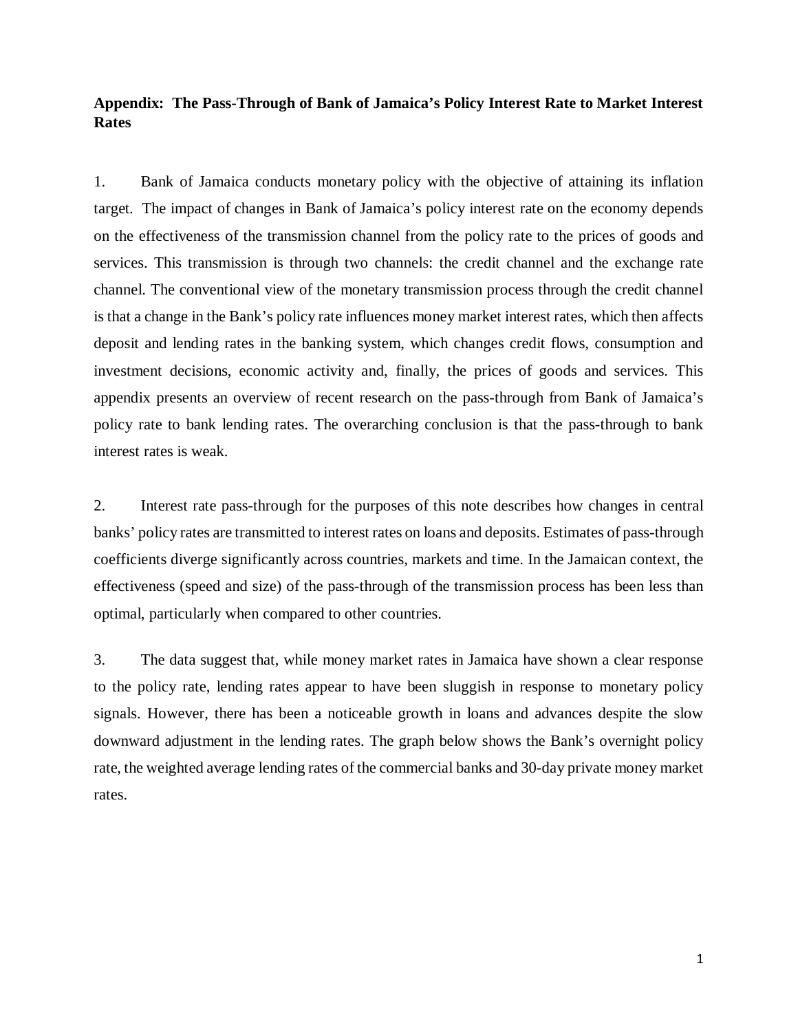**Appendix: The Pass-Through of Bank of Jamaica's Policy Interest Rate to Market Interest Rates**

1. Bank of Jamaica conducts monetary policy with the objective of attaining its inflation target. The impact of changes in Bank of Jamaica's policy interest rate on the economy depends on the effectiveness of the transmission channel from the policy rate to the prices of goods and services. This transmission is through two channels: the credit channel and the exchange rate channel. The conventional view of the monetary transmission process through the credit channel is that a change in the Bank's policy rate influences money market interest rates, which then affects deposit and lending rates in the banking system, which changes credit flows, consumption and investment decisions, economic activity and, finally, the prices of goods and services. This appendix presents an overview of recent research on the pass-through from Bank of Jamaica's policy rate to bank lending rates. The overarching conclusion is that the pass-through to bank interest rates is weak.

2. Interest rate pass-through for the purposes of this note describes how changes in central banks' policy rates are transmitted to interest rates on loans and deposits. Estimates of pass-through coefficients diverge significantly across countries, markets and time. In the Jamaican context, the effectiveness (speed and size) of the pass-through of the transmission process has been less than optimal, particularly when compared to other countries.

3. The data suggest that, while money market rates in Jamaica have shown a clear response to the policy rate, lending rates appear to have been sluggish in response to monetary policy signals. However, there has been a noticeable growth in loans and advances despite the slow downward adjustment in the lending rates. The graph below shows the Bank's overnight policy rate, the weighted average lending rates of the commercial banks and 30-day private money market rates.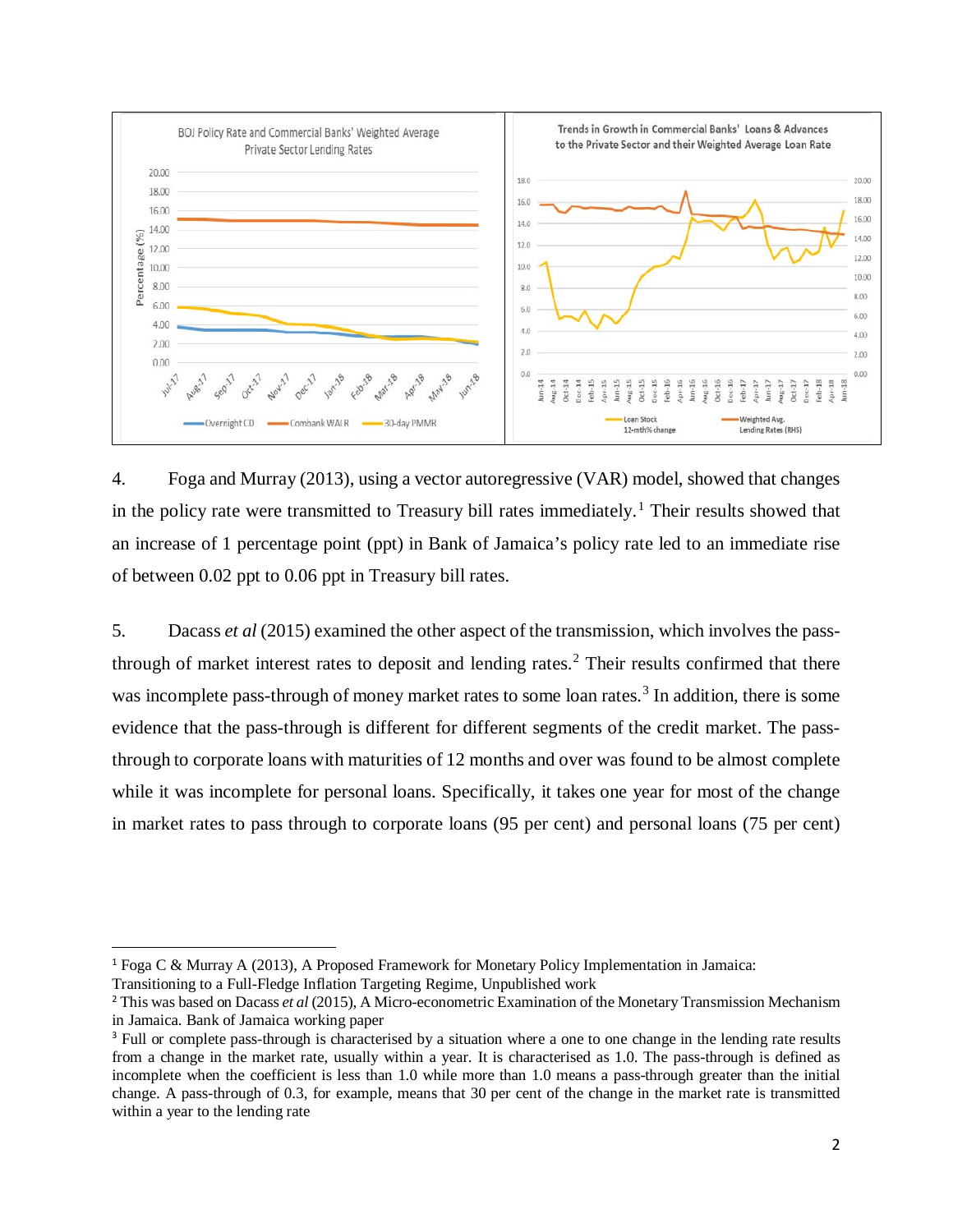4. Foga and Murray (2013), using a vector autoregressive (VAR) model, showed that changes in the policy rate were transmitted to Treasury bill rates immediately.[1] Their results showed that an increase of 1 percentage point (ppt) in Bank of Jamaica's policy rate led to an immediate rise of between 0.02 ppt to 0.06 ppt in Treasury bill rates.

5. Dacass *et al* (2015) examined the other aspect of the transmission, which involves the pass-through of market interest rates to deposit and lending rates.[2] Their results confirmed that there was incomplete pass-through of money market rates to some loan rates.[3] In addition, there is some evidence that the pass-through is different for different segments of the credit market. The pass-through to corporate loans with maturities of 12 months and over was found to be almost complete while it was incomplete for personal loans. Specifically, it takes one year for most of the change in market rates to pass through to corporate loans (95 per cent) and personal loans (75 per cent)

---

[1] Foga C & Murray A (2013), A Proposed Framework for Monetary Policy Implementation in Jamaica: Transitioning to a Full-Fledge Inflation Targeting Regime, Unpublished work

[2] This was based on Dacass *et al* (2015), A Micro-econometric Examination of the Monetary Transmission Mechanism in Jamaica. Bank of Jamaica working paper

[3] Full or complete pass-through is characterised by a situation where a one to one change in the lending rate results from a change in the market rate, usually within a year. It is characterised as 1.0. The pass-through is defined as incomplete when the coefficient is less than 1.0 while more than 1.0 means a pass-through greater than the initial change. A pass-through of 0.3, for example, means that 30 per cent of the change in the market rate is transmitted within a year to the lending rate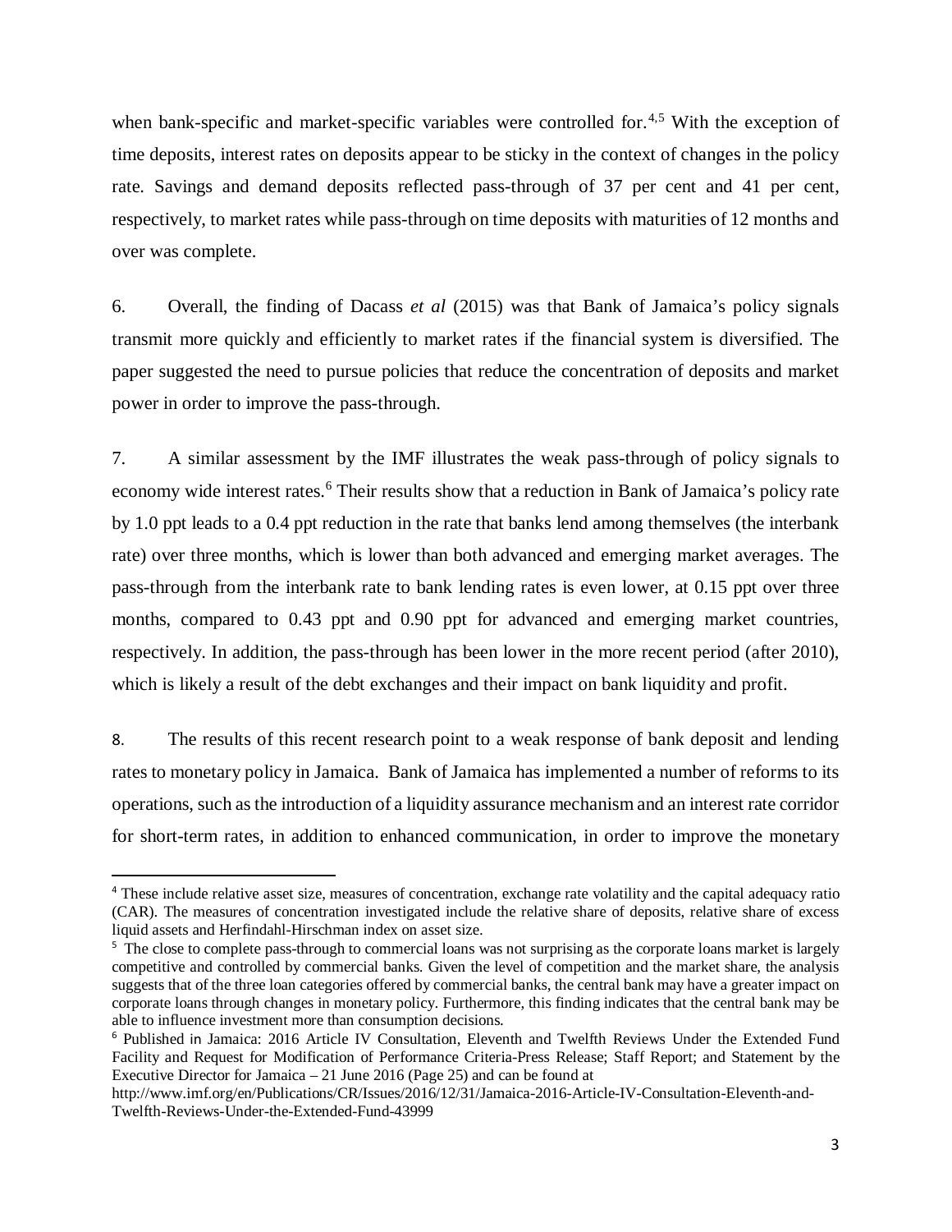when bank-specific and market-specific variables were controlled for.[4,5] With the exception of time deposits, interest rates on deposits appear to be sticky in the context of changes in the policy rate. Savings and demand deposits reflected pass-through of 37 per cent and 41 per cent, respectively, to market rates while pass-through on time deposits with maturities of 12 months and over was complete.

6. Overall, the finding of Dacass *et al* (2015) was that Bank of Jamaica's policy signals transmit more quickly and efficiently to market rates if the financial system is diversified. The paper suggested the need to pursue policies that reduce the concentration of deposits and market power in order to improve the pass-through.

7. A similar assessment by the IMF illustrates the weak pass-through of policy signals to economy wide interest rates.[6] Their results show that a reduction in Bank of Jamaica's policy rate by 1.0 ppt leads to a 0.4 ppt reduction in the rate that banks lend among themselves (the interbank rate) over three months, which is lower than both advanced and emerging market averages. The pass-through from the interbank rate to bank lending rates is even lower, at 0.15 ppt over three months, compared to 0.43 ppt and 0.90 ppt for advanced and emerging market countries, respectively. In addition, the pass-through has been lower in the more recent period (after 2010), which is likely a result of the debt exchanges and their impact on bank liquidity and profit.

8. The results of this recent research point to a weak response of bank deposit and lending rates to monetary policy in Jamaica. Bank of Jamaica has implemented a number of reforms to its operations, such as the introduction of a liquidity assurance mechanism and an interest rate corridor for short-term rates, in addition to enhanced communication, in order to improve the monetary

---

[4] These include relative asset size, measures of concentration, exchange rate volatility and the capital adequacy ratio (CAR). The measures of concentration investigated include the relative share of deposits, relative share of excess liquid assets and Herfindahl-Hirschman index on asset size.

[5] The close to complete pass-through to commercial loans was not surprising as the corporate loans market is largely competitive and controlled by commercial banks. Given the level of competition and the market share, the analysis suggests that of the three loan categories offered by commercial banks, the central bank may have a greater impact on corporate loans through changes in monetary policy. Furthermore, this finding indicates that the central bank may be able to influence investment more than consumption decisions.

[6] Published in Jamaica: 2016 Article IV Consultation, Eleventh and Twelfth Reviews Under the Extended Fund Facility and Request for Modification of Performance Criteria-Press Release; Staff Report; and Statement by the Executive Director for Jamaica – 21 June 2016 (Page 25) and can be found at http://www.imf.org/en/Publications/CR/Issues/2016/12/31/Jamaica-2016-Article-IV-Consultation-Eleventh-and-Twelfth-Reviews-Under-the-Extended-Fund-43999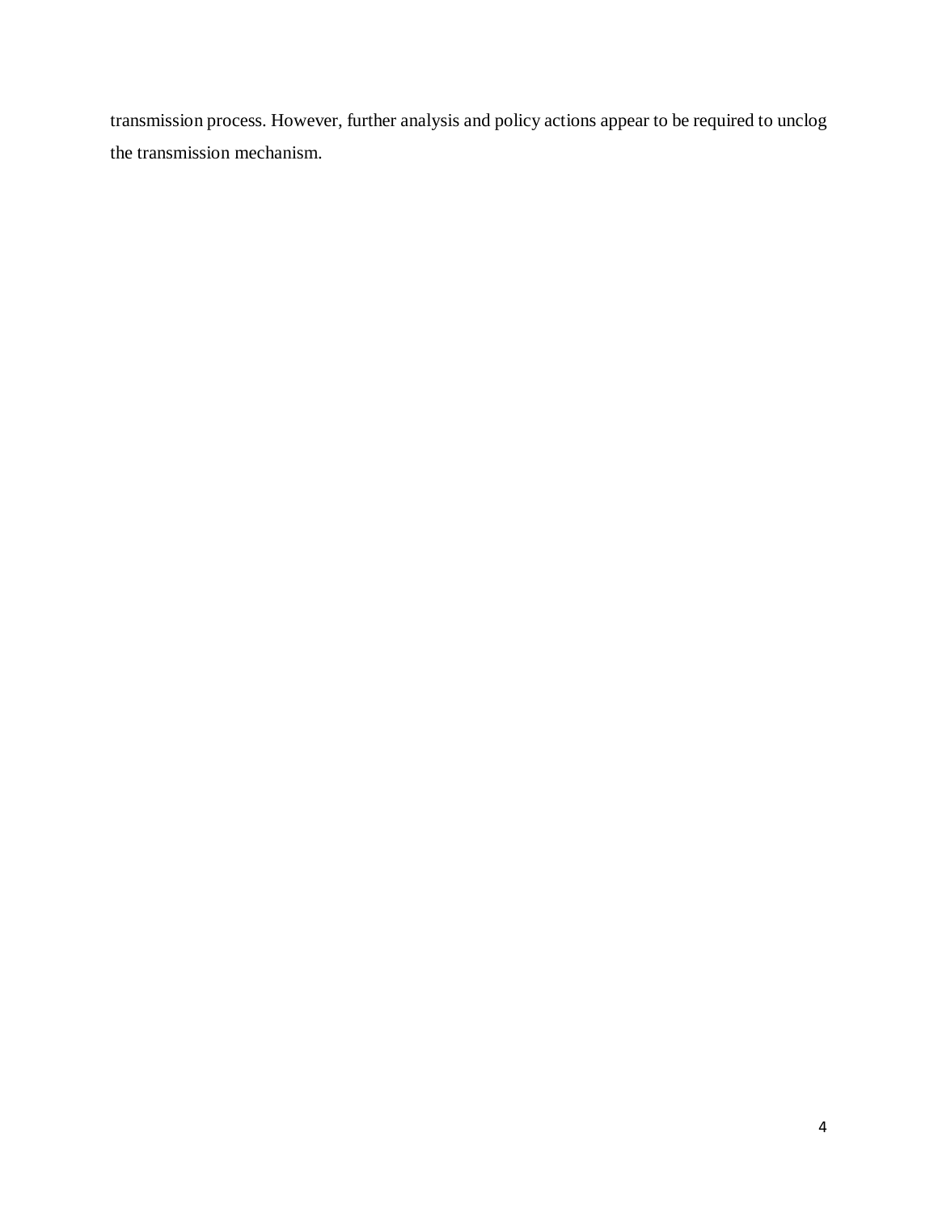transmission process. However, further analysis and policy actions appear to be required to unclog the transmission mechanism.